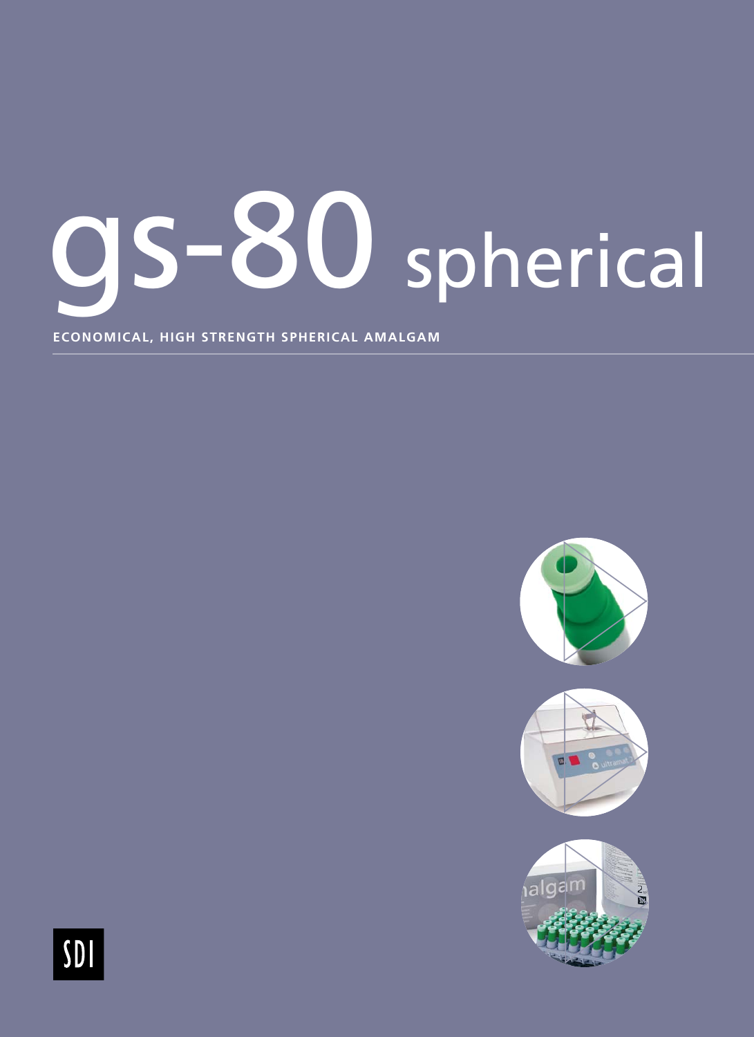# gs-80 spherical

**ECONOMICAL, HIGH STRENGTH SPHERICAL AMALGAM**

SDI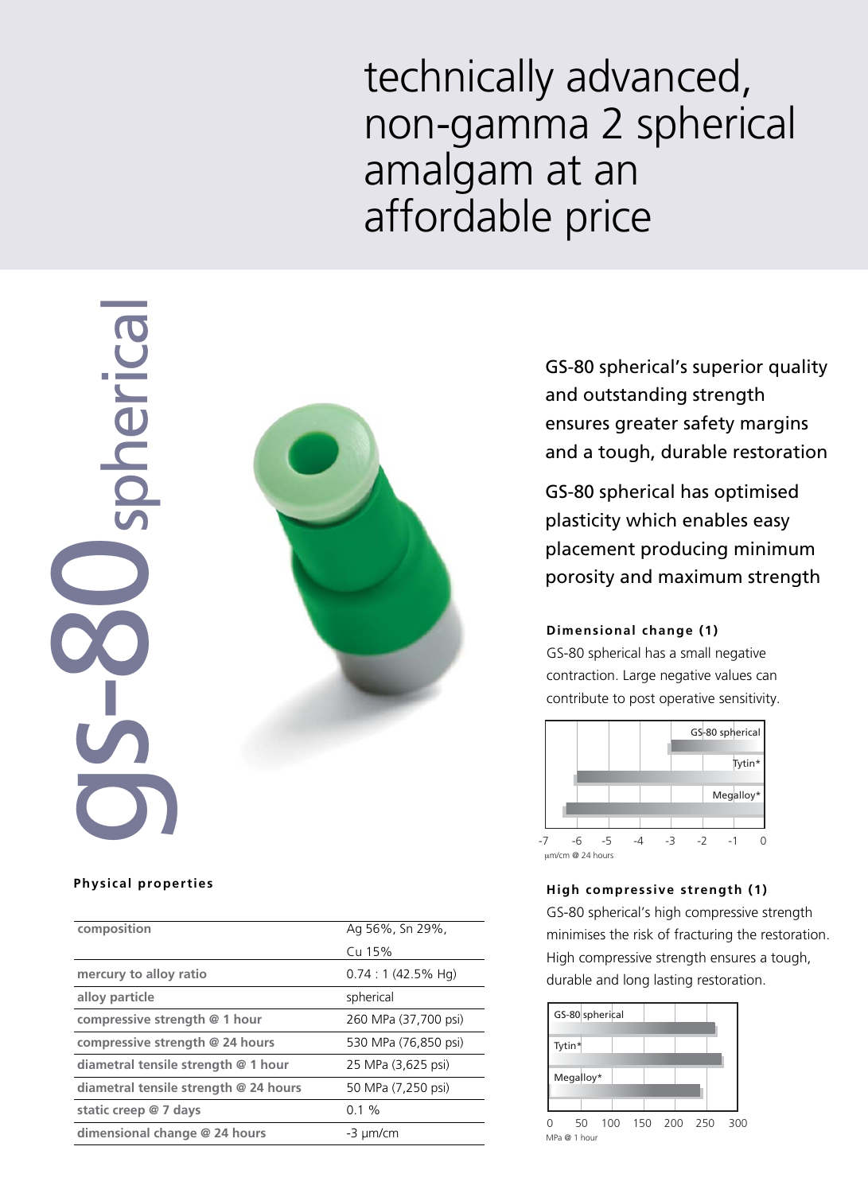# technically advanced, non-gamma 2 spherical amalgam at an affordable price

gs-80 spherical

GS-80 spherical's superior quality and outstanding strength ensures greater safety margins and a tough, durable restoration

GS-80 spherical has optimised plasticity which enables easy placement producing minimum porosity and maximum strength

### Dimensional change (1)

GS-80 spherical has a small negative contraction. Large negative values can contribute to post operative sensitivity.

GS-80 spherical

Tytin*

Megalloy*

-7 -6 -5 -4 -3 -2 -1 0

μm/cm @ 24 hours

### High compressive strength (1)

GS-80 spherical's high compressive strength minimises the risk of fracturing the restoration. High compressive strength ensures a tough, durable and long lasting restoration.

GS-80 spherical

Tytin*

Megalloy*

0 50 100 150 200 250 300

MPa @ 1 hour

### Physical properties

| | |
|---|---|
| composition | Ag 56%, Sn 29%, Cu 15% |
| mercury to alloy ratio | 0.74 : 1 (42.5% Hg) |
| alloy particle | spherical |
| compressive strength @ 1 hour | 260 MPa (37,700 psi) |
| compressive strength @ 24 hours | 530 MPa (76,850 psi) |
| diametral tensile strength @ 1 hour | 25 MPa (3,625 psi) |
| diametral tensile strength @ 24 hours | 50 MPa (7,250 psi) |
| static creep @ 7 days | 0.1 % |
| dimensional change @ 24 hours | -3 μm/cm |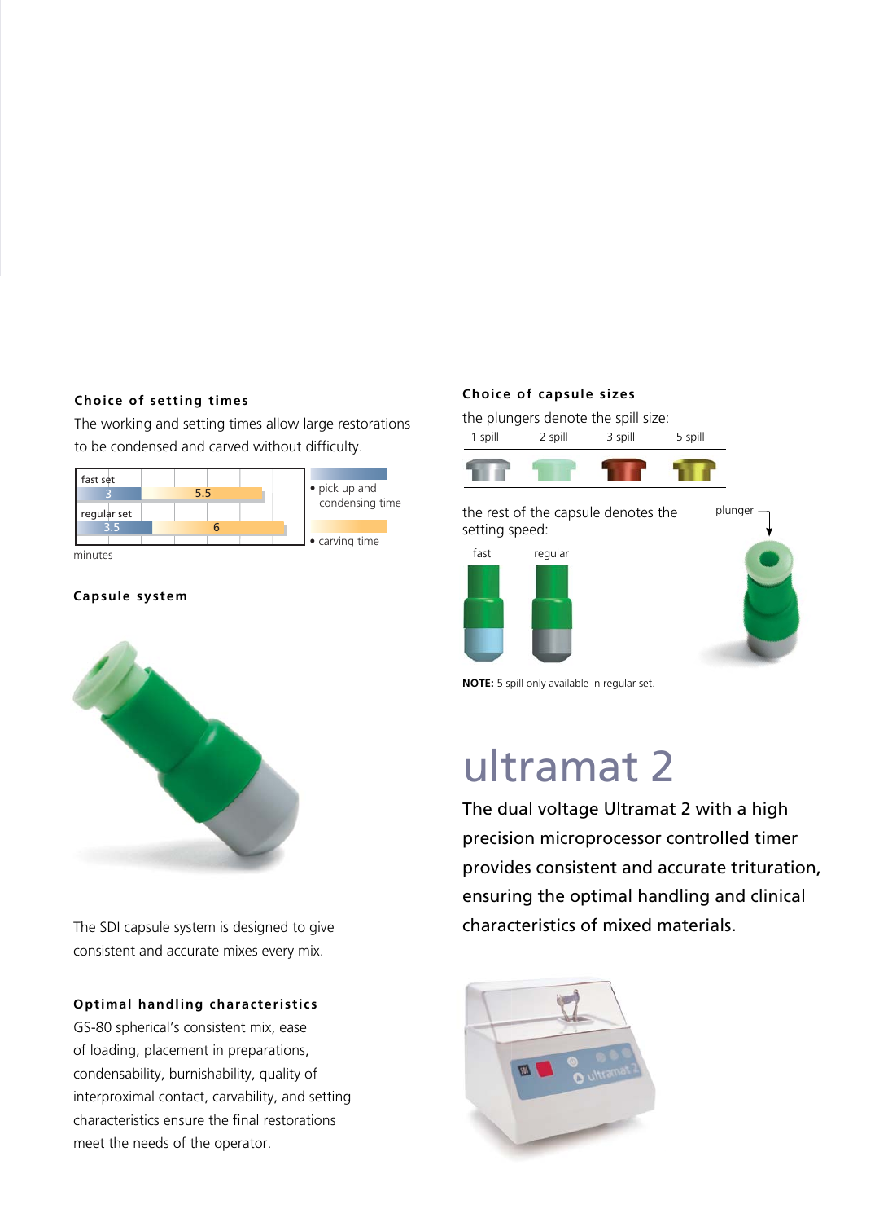### Choice of setting times

The working and setting times allow large restorations to be condensed and carved without difficulty.

| | pick up and condensing time | carving time |
|---|---|---|
| fast set | 3 | 5.5 |
| regular set | 3.5 | 6 |

minutes

### Capsule system

The SDI capsule system is designed to give consistent and accurate mixes every mix.

### Optimal handling characteristics

GS-80 spherical's consistent mix, ease of loading, placement in preparations, condensability, burnishability, quality of interproximal contact, carvability, and setting characteristics ensure the final restorations meet the needs of the operator.

### Choice of capsule sizes

the plungers denote the spill size:

1 spill | 2 spill | 3 spill | 5 spill

the rest of the capsule denotes the setting speed:

fast | regular

plunger

**NOTE:** 5 spill only available in regular set.

# ultramat 2

The dual voltage Ultramat 2 with a high precision microprocessor controlled timer provides consistent and accurate trituration, ensuring the optimal handling and clinical characteristics of mixed materials.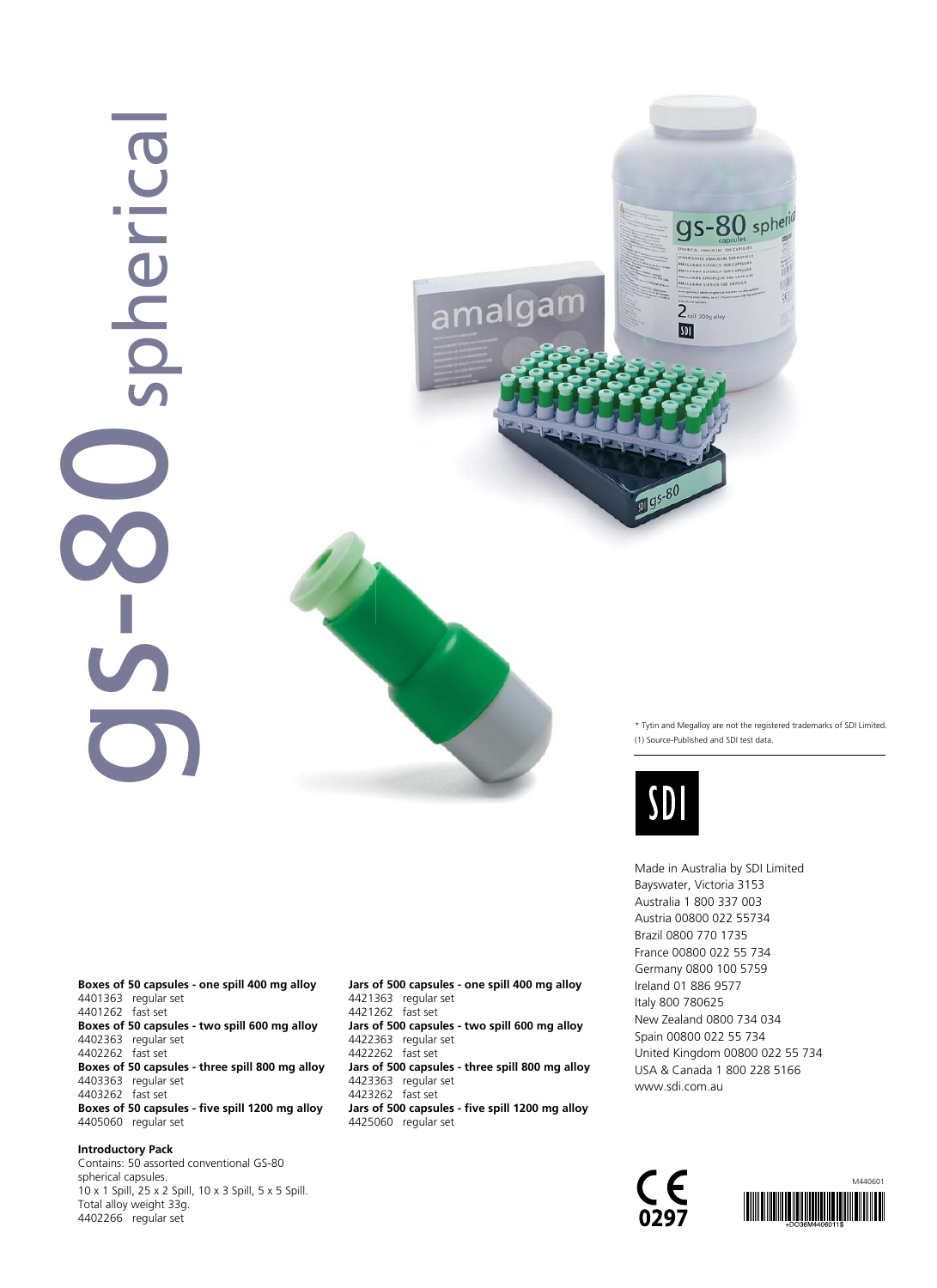# gs-80 spherical

\* Tytin and Megalloy are not the registered trademarks of SDI Limited.
(1) Source-Published and SDI test data.

SDI

Made in Australia by SDI Limited
Bayswater, Victoria 3153
Australia 1 800 337 003
Austria 00800 022 55734
Brazil 0800 770 1735
France 00800 022 55 734
Germany 0800 100 5759
Ireland 01 886 9577
Italy 800 780625
New Zealand 0800 734 034
Spain 00800 022 55 734
United Kingdom 00800 022 55 734
USA & Canada 1 800 228 5166
www.sdi.com.au

**Boxes of 50 capsules - one spill 400 mg alloy**
4401363 regular set
4401262 fast set
**Boxes of 50 capsules - two spill 600 mg alloy**
4402363 regular set
4402262 fast set
**Boxes of 50 capsules - three spill 800 mg alloy**
4403363 regular set
4403262 fast set
**Boxes of 50 capsules - five spill 1200 mg alloy**
4405060 regular set

**Introductory Pack**
Contains: 50 assorted conventional GS-80 spherical capsules.
10 x 1 Spill, 25 x 2 Spill, 10 x 3 Spill, 5 x 5 Spill.
Total alloy weight 33g.
4402266 regular set

**Jars of 500 capsules - one spill 400 mg alloy**
4421363 regular set
4421262 fast set
**Jars of 500 capsules - two spill 600 mg alloy**
4422363 regular set
4422262 fast set
**Jars of 500 capsules - three spill 800 mg alloy**
4423363 regular set
4423262 fast set
**Jars of 500 capsules - five spill 1200 mg alloy**
4425060 regular set

CE 0297

M440601